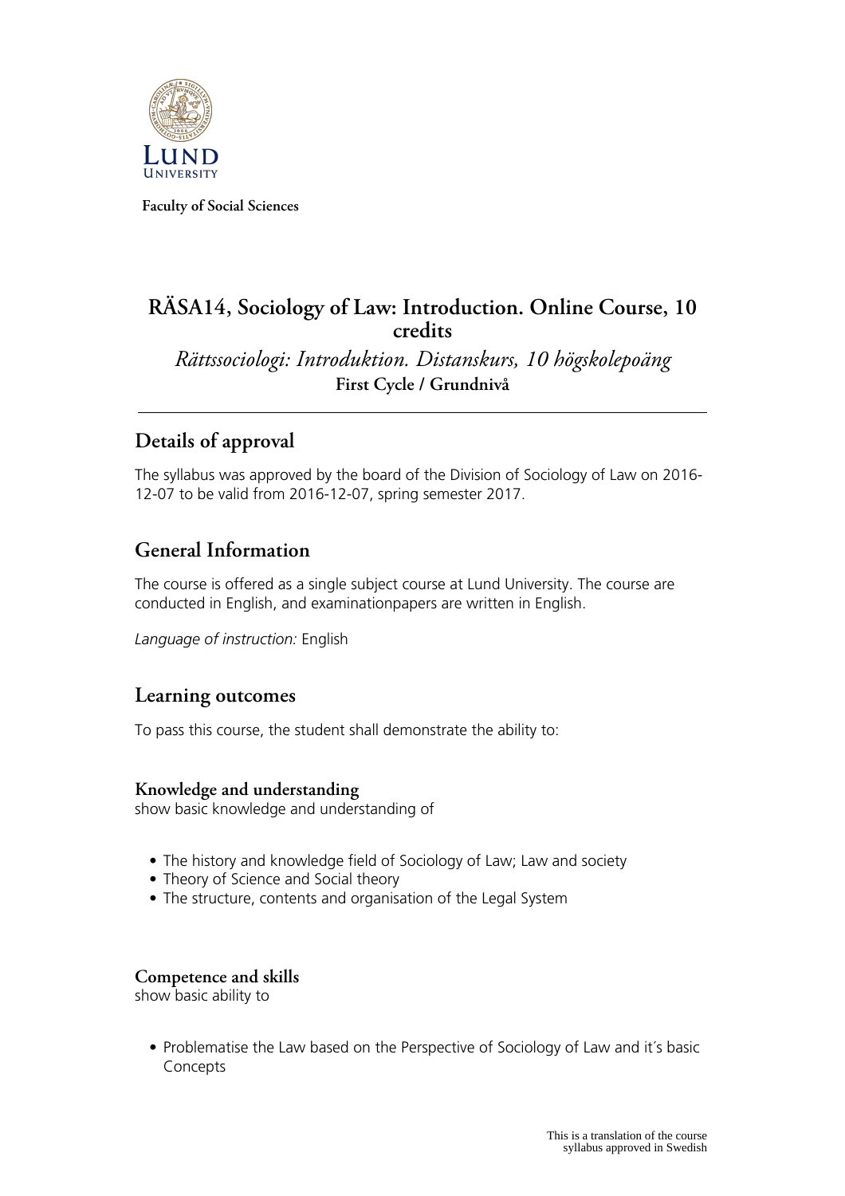Faculty of Social Sciences

# RÄSA14, Sociology of Law: Introduction. Online Course, 10 credits

*Rättssociologi: Introduktion. Distanskurs, 10 högskolepoäng*

**First Cycle / Grundnivå**

---

## Details of approval

The syllabus was approved by the board of the Division of Sociology of Law on 2016-12-07 to be valid from 2016-12-07, spring semester 2017.

## General Information

The course is offered as a single subject course at Lund University. The course are conducted in English, and examinationpapers are written in English.

*Language of instruction:* English

## Learning outcomes

To pass this course, the student shall demonstrate the ability to:

### Knowledge and understanding

show basic knowledge and understanding of

- The history and knowledge field of Sociology of Law; Law and society
- Theory of Science and Social theory
- The structure, contents and organisation of the Legal System

### Competence and skills

show basic ability to

- Problematise the Law based on the Perspective of Sociology of Law and it´s basic Concepts

This is a translation of the course syllabus approved in Swedish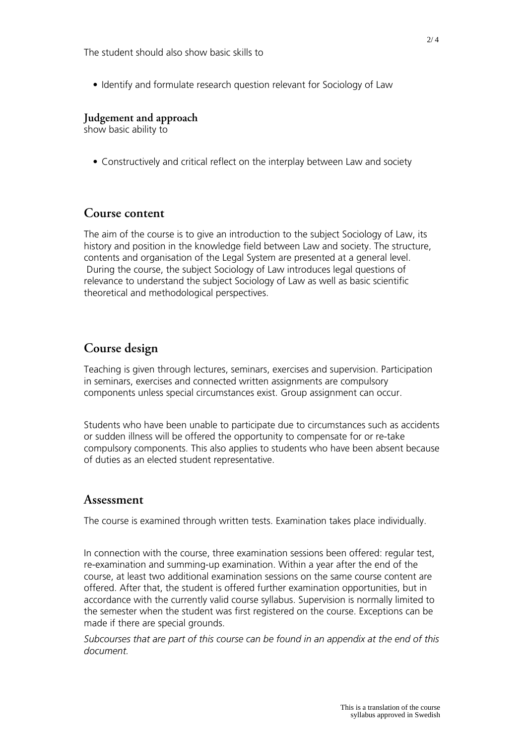The student should also show basic skills to

- Identify and formulate research question relevant for Sociology of Law

### Judgement and approach

show basic ability to

- Constructively and critical reflect on the interplay between Law and society

## Course content

The aim of the course is to give an introduction to the subject Sociology of Law, its history and position in the knowledge field between Law and society. The structure, contents and organisation of the Legal System are presented at a general level. During the course, the subject Sociology of Law introduces legal questions of relevance to understand the subject Sociology of Law as well as basic scientific theoretical and methodological perspectives.

## Course design

Teaching is given through lectures, seminars, exercises and supervision. Participation in seminars, exercises and connected written assignments are compulsory components unless special circumstances exist. Group assignment can occur.

Students who have been unable to participate due to circumstances such as accidents or sudden illness will be offered the opportunity to compensate for or re-take compulsory components. This also applies to students who have been absent because of duties as an elected student representative.

## Assessment

The course is examined through written tests. Examination takes place individually.

In connection with the course, three examination sessions been offered: regular test, re-examination and summing-up examination. Within a year after the end of the course, at least two additional examination sessions on the same course content are offered. After that, the student is offered further examination opportunities, but in accordance with the currently valid course syllabus. Supervision is normally limited to the semester when the student was first registered on the course. Exceptions can be made if there are special grounds.

*Subcourses that are part of this course can be found in an appendix at the end of this document.*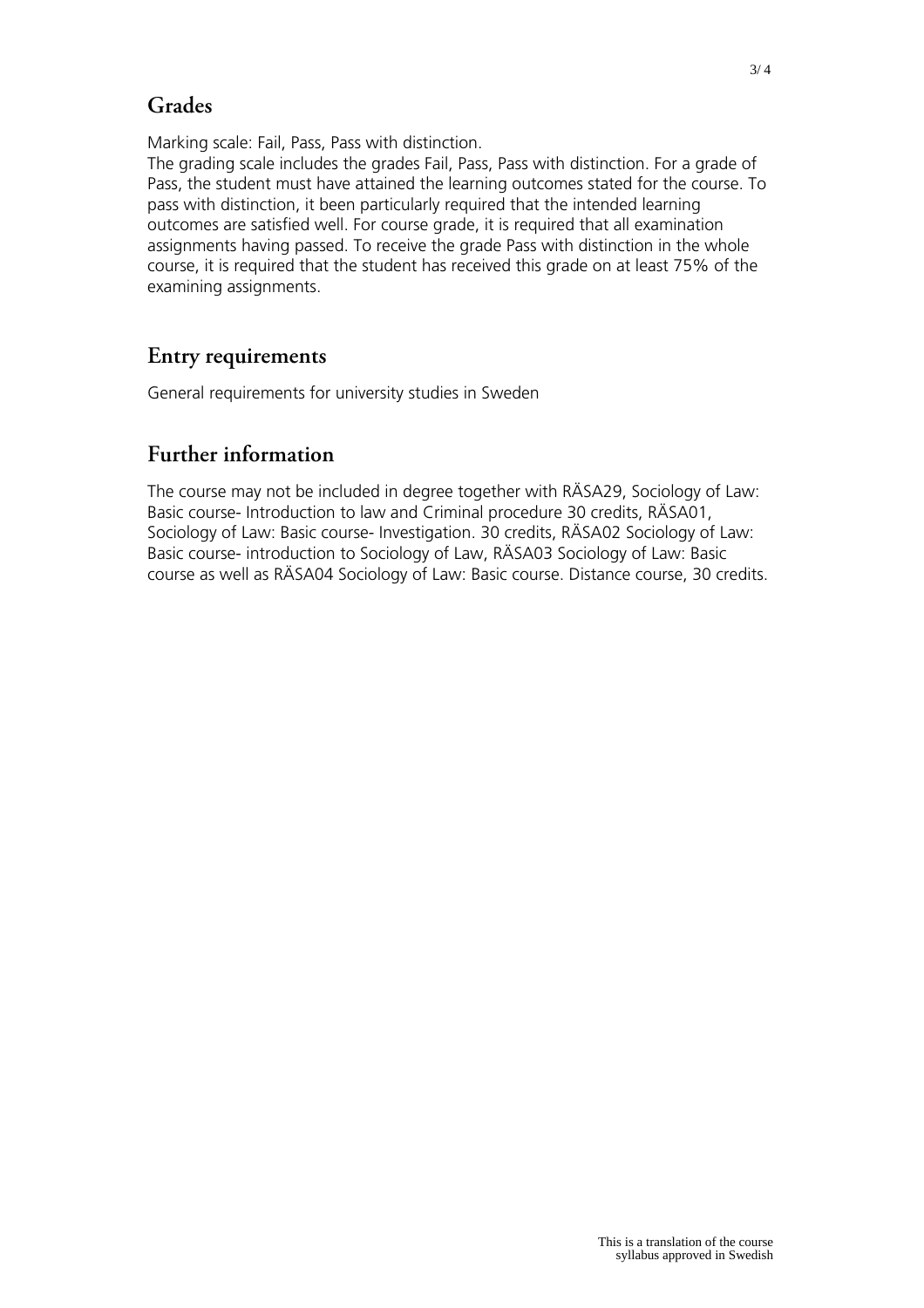## Grades

Marking scale: Fail, Pass, Pass with distinction.
The grading scale includes the grades Fail, Pass, Pass with distinction. For a grade of Pass, the student must have attained the learning outcomes stated for the course. To pass with distinction, it been particularly required that the intended learning outcomes are satisfied well. For course grade, it is required that all examination assignments having passed. To receive the grade Pass with distinction in the whole course, it is required that the student has received this grade on at least 75% of the examining assignments.

## Entry requirements

General requirements for university studies in Sweden

## Further information

The course may not be included in degree together with RÄSA29, Sociology of Law: Basic course- Introduction to law and Criminal procedure 30 credits, RÄSA01, Sociology of Law: Basic course- Investigation. 30 credits, RÄSA02 Sociology of Law: Basic course- introduction to Sociology of Law, RÄSA03 Sociology of Law: Basic course as well as RÄSA04 Sociology of Law: Basic course. Distance course, 30 credits.

This is a translation of the course syllabus approved in Swedish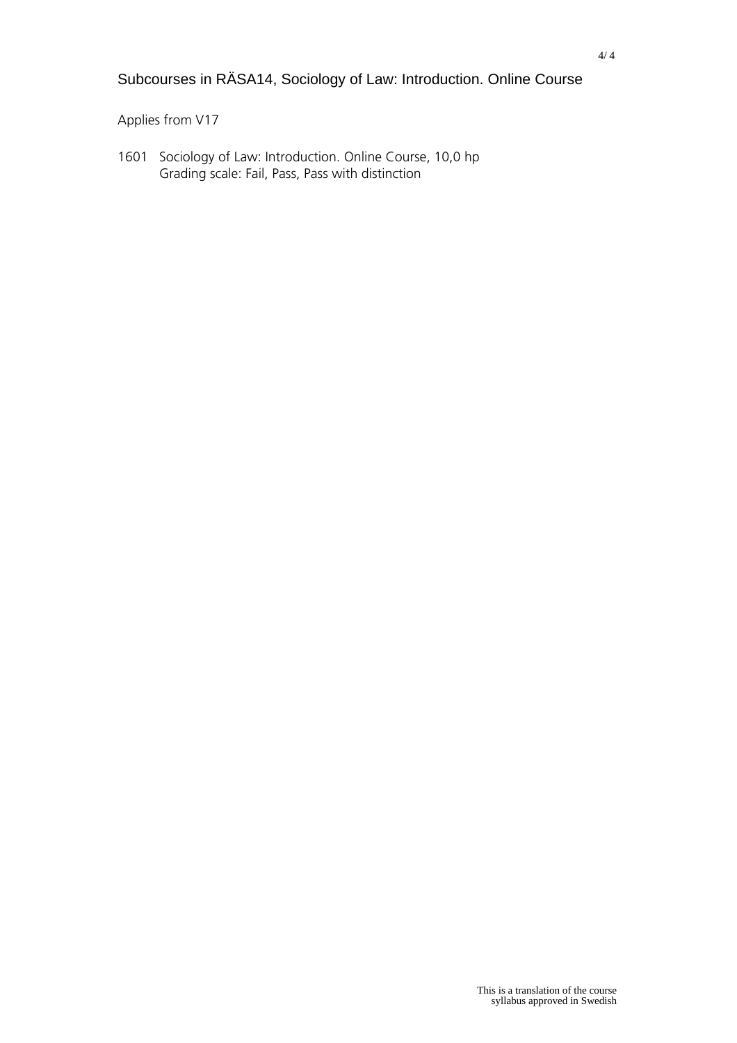## Subcourses in RÄSA14, Sociology of Law: Introduction. Online Course

Applies from V17

1601 Sociology of Law: Introduction. Online Course, 10,0 hp
Grading scale: Fail, Pass, Pass with distinction

This is a translation of the course syllabus approved in Swedish